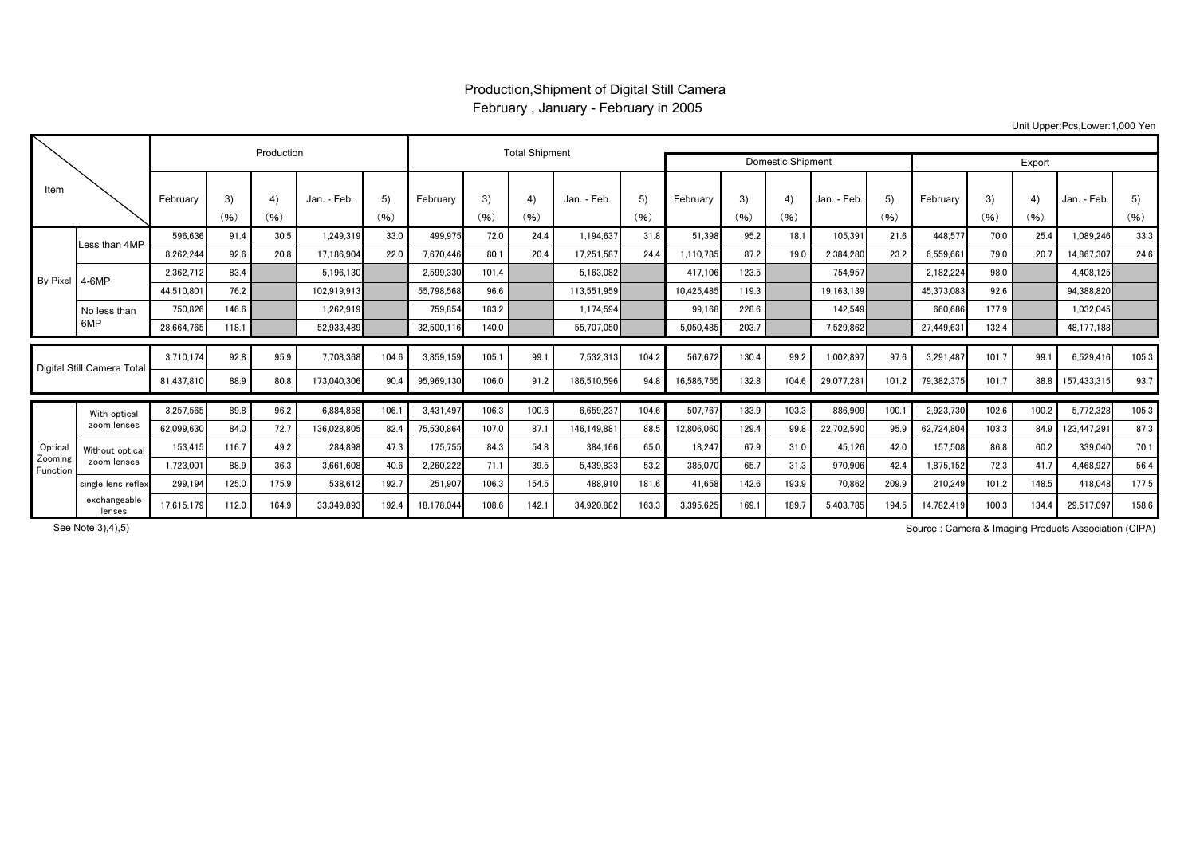# Production,Shipment of Digital Still Camera

## February , January - February in 2005

Unit Upper:Pcs,Lower:1,000 Yen

| Item | | Production | | | | | Total Shipment | | | | | Domestic Shipment | | | | | Export | | | | |
|---|---|---|---|---|---|---|---|---|---|---|---|---|---|---|---|---|---|---|---|---|---|
| | | February | 3) (%) | 4) (%) | Jan. - Feb. | 5) (%) | February | 3) (%) | 4) (%) | Jan. - Feb. | 5) (%) | February | 3) (%) | 4) (%) | Jan. - Feb. | 5) (%) | February | 3) (%) | 4) (%) | Jan. - Feb. | 5) (%) |
| By Pixel | Less than 4MP | 596,636 | 91.4 | 30.5 | 1,249,319 | 33.0 | 499,975 | 72.0 | 24.4 | 1,194,637 | 31.8 | 51,398 | 95.2 | 18.1 | 105,391 | 21.6 | 448,577 | 70.0 | 25.4 | 1,089,246 | 33.3 |
| | | 8,262,244 | 92.6 | 20.8 | 17,186,904 | 22.0 | 7,670,446 | 80.1 | 20.4 | 17,251,587 | 24.4 | 1,110,785 | 87.2 | 19.0 | 2,384,280 | 23.2 | 6,559,661 | 79.0 | 20.7 | 14,867,307 | 24.6 |
| | 4-6MP | 2,362,712 | 83.4 | | 5,196,130 | | 2,599,330 | 101.4 | | 5,163,082 | | 417,106 | 123.5 | | 754,957 | | 2,182,224 | 98.0 | | 4,408,125 | |
| | | 44,510,801 | 76.2 | | 102,919,913 | | 55,798,568 | 96.6 | | 113,551,959 | | 10,425,485 | 119.3 | | 19,163,139 | | 45,373,083 | 92.6 | | 94,388,820 | |
| | No less than 6MP | 750,826 | 146.6 | | 1,262,919 | | 759,854 | 183.2 | | 1,174,594 | | 99,168 | 228.6 | | 142,549 | | 660,686 | 177.9 | | 1,032,045 | |
| | | 28,664,765 | 118.1 | | 52,933,489 | | 32,500,116 | 140.0 | | 55,707,050 | | 5,050,485 | 203.7 | | 7,529,862 | | 27,449,631 | 132.4 | | 48,177,188 | |
| Digital Still Camera Total | | 3,710,174 | 92.8 | 95.9 | 7,708,368 | 104.6 | 3,859,159 | 105.1 | 99.1 | 7,532,313 | 104.2 | 567,672 | 130.4 | 99.2 | 1,002,897 | 97.6 | 3,291,487 | 101.7 | 99.1 | 6,529,416 | 105.3 |
| | | 81,437,810 | 88.9 | 80.8 | 173,040,306 | 90.4 | 95,969,130 | 106.0 | 91.2 | 186,510,596 | 94.8 | 16,586,755 | 132.8 | 104.6 | 29,077,281 | 101.2 | 79,382,375 | 101.7 | 88.8 | 157,433,315 | 93.7 |
| Optical Zooming Function | With optical zoom lenses | 3,257,565 | 89.8 | 96.2 | 6,884,858 | 106.1 | 3,431,497 | 106.3 | 100.6 | 6,659,237 | 104.6 | 507,767 | 133.9 | 103.3 | 886,909 | 100.1 | 2,923,730 | 102.6 | 100.2 | 5,772,328 | 105.3 |
| | | 62,099,630 | 84.0 | 72.7 | 136,028,805 | 82.4 | 75,530,864 | 107.0 | 87.1 | 146,149,881 | 88.5 | 12,806,060 | 129.4 | 99.8 | 22,702,590 | 95.9 | 62,724,804 | 103.3 | 84.9 | 123,447,291 | 87.3 |
| | Without optical zoom lenses | 153,415 | 116.7 | 49.2 | 284,898 | 47.3 | 175,755 | 84.3 | 54.8 | 384,166 | 65.0 | 18,247 | 67.9 | 31.0 | 45,126 | 42.0 | 157,508 | 86.8 | 60.2 | 339,040 | 70.1 |
| | | 1,723,001 | 88.9 | 36.3 | 3,661,608 | 40.6 | 2,260,222 | 71.1 | 39.5 | 5,439,833 | 53.2 | 385,070 | 65.7 | 31.3 | 970,906 | 42.4 | 1,875,152 | 72.3 | 41.7 | 4,468,927 | 56.4 |
| | single lens reflex exchangeable lenses | 299,194 | 125.0 | 175.9 | 538,612 | 192.7 | 251,907 | 106.3 | 154.5 | 488,910 | 181.6 | 41,658 | 142.6 | 193.9 | 70,862 | 209.9 | 210,249 | 101.2 | 148.5 | 418,048 | 177.5 |
| | | 17,615,179 | 112.0 | 164.9 | 33,349,893 | 192.4 | 18,178,044 | 108.6 | 142.1 | 34,920,882 | 163.3 | 3,395,625 | 169.1 | 189.7 | 5,403,785 | 194.5 | 14,782,419 | 100.3 | 134.4 | 29,517,097 | 158.6 |

See Note 3),4),5)

Source : Camera & Imaging Products Association (CIPA)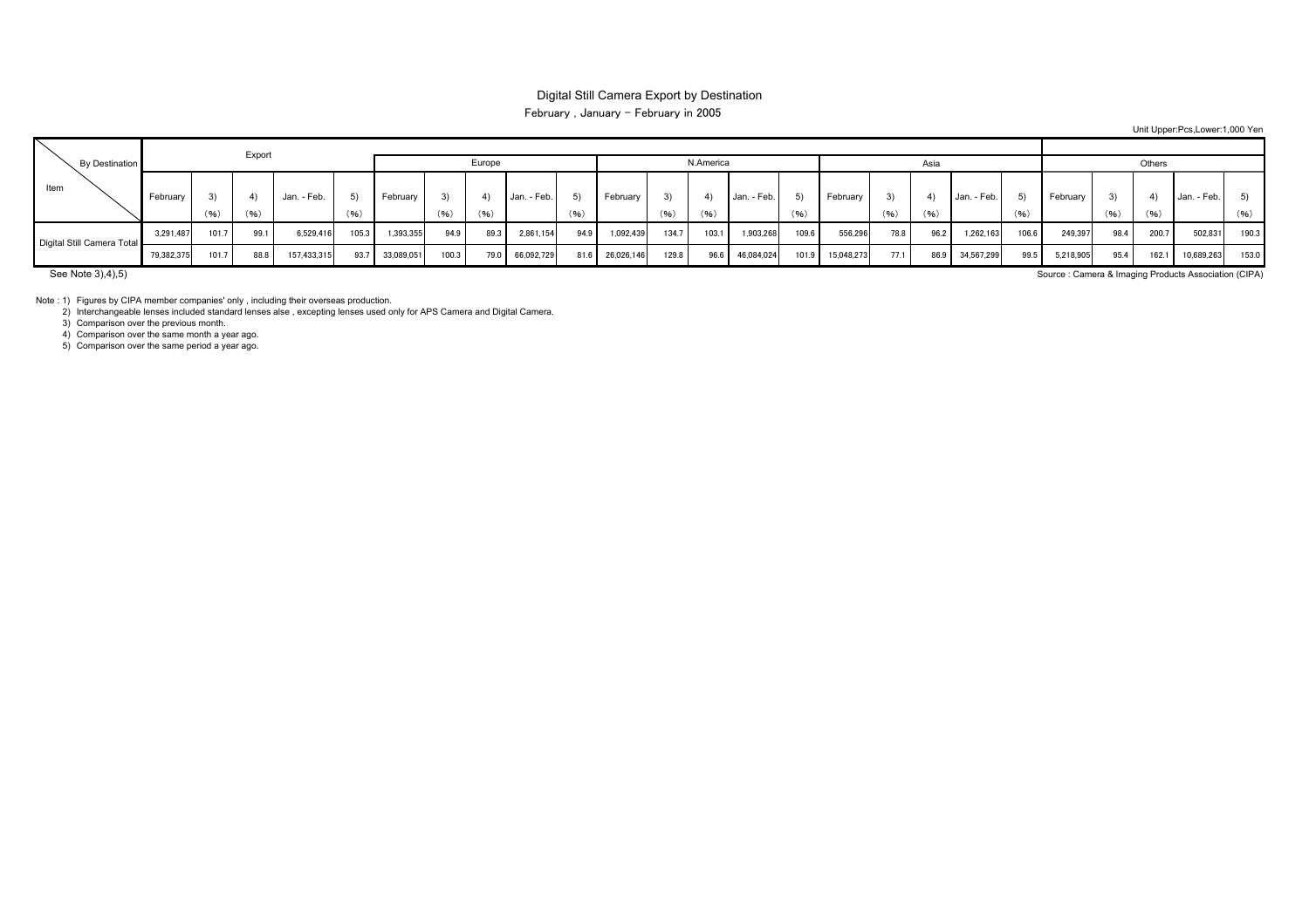# Digital Still Camera Export by Destination

February , January － February in 2005

Unit Upper:Pcs,Lower:1,000 Yen

| By Destination / Item | Export | | | | | Europe | | | | | N.America | | | | | Asia | | | | | Others | | | | |
|---|---|---|---|---|---|---|---|---|---|---|---|---|---|---|---|---|---|---|---|---|---|---|---|---|---|
| | February | 3) (%) | 4) (%) | Jan. - Feb. | 5) (%) | February | 3) (%) | 4) (%) | Jan. - Feb. | 5) (%) | February | 3) (%) | 4) (%) | Jan. - Feb. | 5) (%) | February | 3) (%) | 4) (%) | Jan. - Feb. | 5) (%) | February | 3) (%) | 4) (%) | Jan. - Feb. | 5) (%) |
| Digital Still Camera Total | 3,291,487 | 101.7 | 99.1 | 6,529,416 | 105.3 | 1,393,355 | 94.9 | 89.3 | 2,861,154 | 94.9 | 1,092,439 | 134.7 | 103.1 | 1,903,268 | 109.6 | 556,296 | 78.8 | 96.2 | 1,262,163 | 106.6 | 249,397 | 98.4 | 200.7 | 502,831 | 190.3 |
| | 79,382,375 | 101.7 | 88.8 | 157,433,315 | 93.7 | 33,089,051 | 100.3 | 79.0 | 66,092,729 | 81.6 | 26,026,146 | 129.8 | 96.6 | 46,084,024 | 101.9 | 15,048,273 | 77.1 | 86.9 | 34,567,299 | 99.5 | 5,218,905 | 95.4 | 162.1 | 10,689,263 | 153.0 |

See Note 3),4),5)

Source : Camera & Imaging Products Association (CIPA)

Note : 1) Figures by CIPA member companies' only , including their overseas production.

2) Interchangeable lenses included standard lenses alse , excepting lenses used only for APS Camera and Digital Camera.

3) Comparison over the previous month.

4) Comparison over the same month a year ago.

5) Comparison over the same period a year ago.